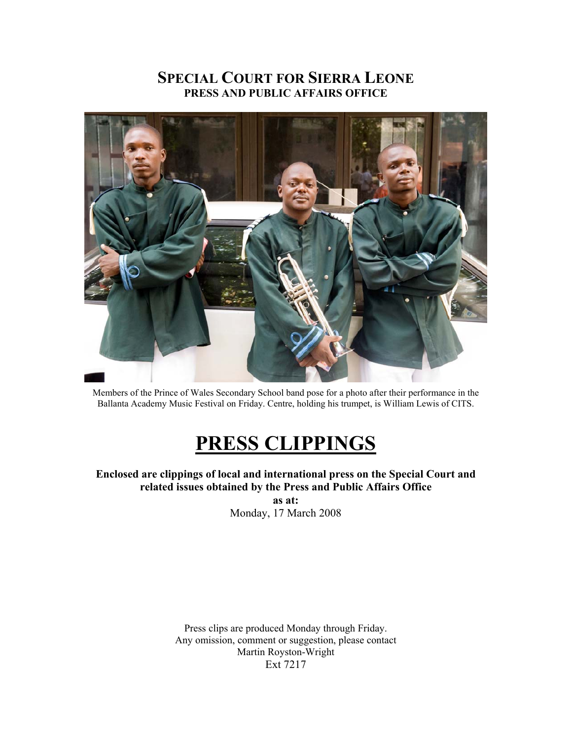# SPECIAL COURT FOR SIERRA LEONE
## PRESS AND PUBLIC AFFAIRS OFFICE

Members of the Prince of Wales Secondary School band pose for a photo after their performance in the Ballanta Academy Music Festival on Friday. Centre, holding his trumpet, is William Lewis of CITS.

# PRESS CLIPPINGS

**Enclosed are clippings of local and international press on the Special Court and related issues obtained by the Press and Public Affairs Office**

**as at:**

Monday, 17 March 2008

Press clips are produced Monday through Friday.
Any omission, comment or suggestion, please contact
Martin Royston-Wright
Ext 7217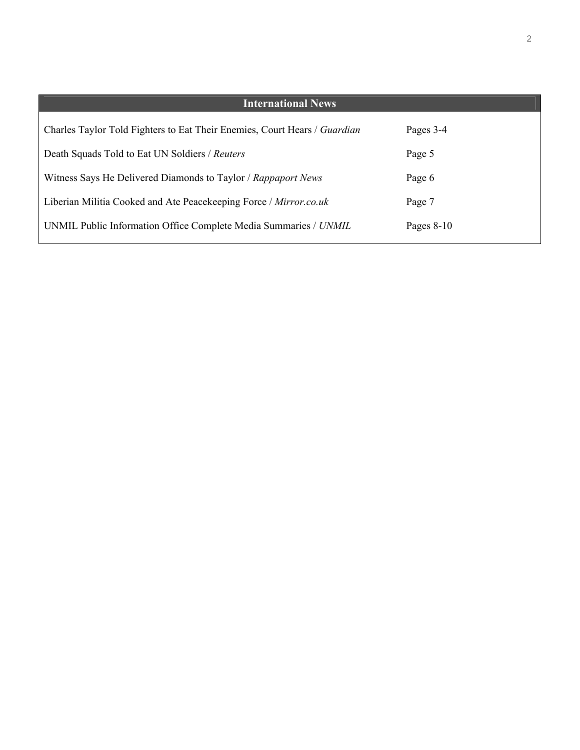## International News

| | |
|---|---|
| Charles Taylor Told Fighters to Eat Their Enemies, Court Hears / *Guardian* | Pages 3-4 |
| Death Squads Told to Eat UN Soldiers / *Reuters* | Page 5 |
| Witness Says He Delivered Diamonds to Taylor / *Rappaport News* | Page 6 |
| Liberian Militia Cooked and Ate Peacekeeping Force / *Mirror.co.uk* | Page 7 |
| UNMIL Public Information Office Complete Media Summaries / *UNMIL* | Pages 8-10 |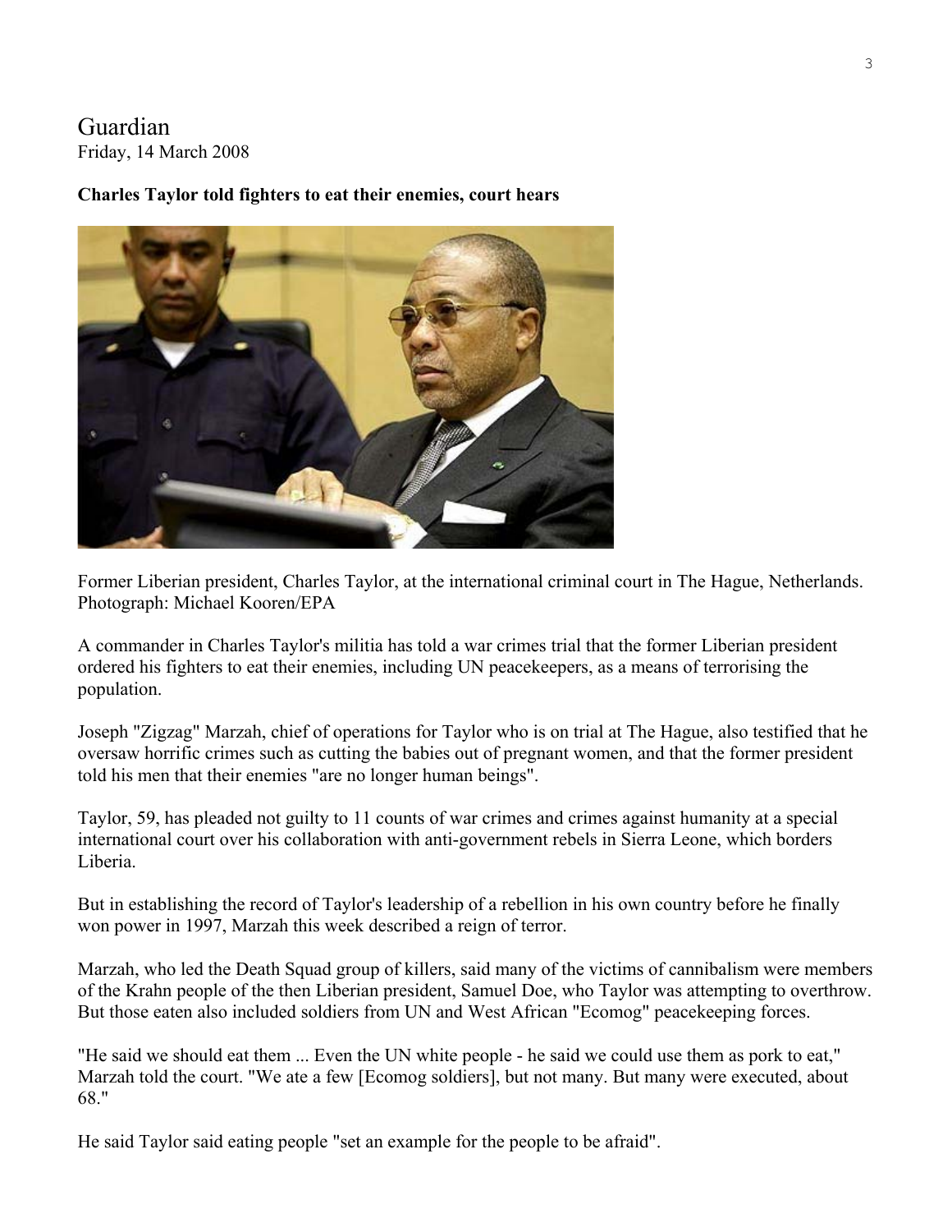Guardian
Friday, 14 March 2008

**Charles Taylor told fighters to eat their enemies, court hears**

Former Liberian president, Charles Taylor, at the international criminal court in The Hague, Netherlands. Photograph: Michael Kooren/EPA

A commander in Charles Taylor's militia has told a war crimes trial that the former Liberian president ordered his fighters to eat their enemies, including UN peacekeepers, as a means of terrorising the population.

Joseph "Zigzag" Marzah, chief of operations for Taylor who is on trial at The Hague, also testified that he oversaw horrific crimes such as cutting the babies out of pregnant women, and that the former president told his men that their enemies "are no longer human beings".

Taylor, 59, has pleaded not guilty to 11 counts of war crimes and crimes against humanity at a special international court over his collaboration with anti-government rebels in Sierra Leone, which borders Liberia.

But in establishing the record of Taylor's leadership of a rebellion in his own country before he finally won power in 1997, Marzah this week described a reign of terror.

Marzah, who led the Death Squad group of killers, said many of the victims of cannibalism were members of the Krahn people of the then Liberian president, Samuel Doe, who Taylor was attempting to overthrow. But those eaten also included soldiers from UN and West African "Ecomog" peacekeeping forces.

"He said we should eat them ... Even the UN white people - he said we could use them as pork to eat," Marzah told the court. "We ate a few [Ecomog soldiers], but not many. But many were executed, about 68."

He said Taylor said eating people "set an example for the people to be afraid".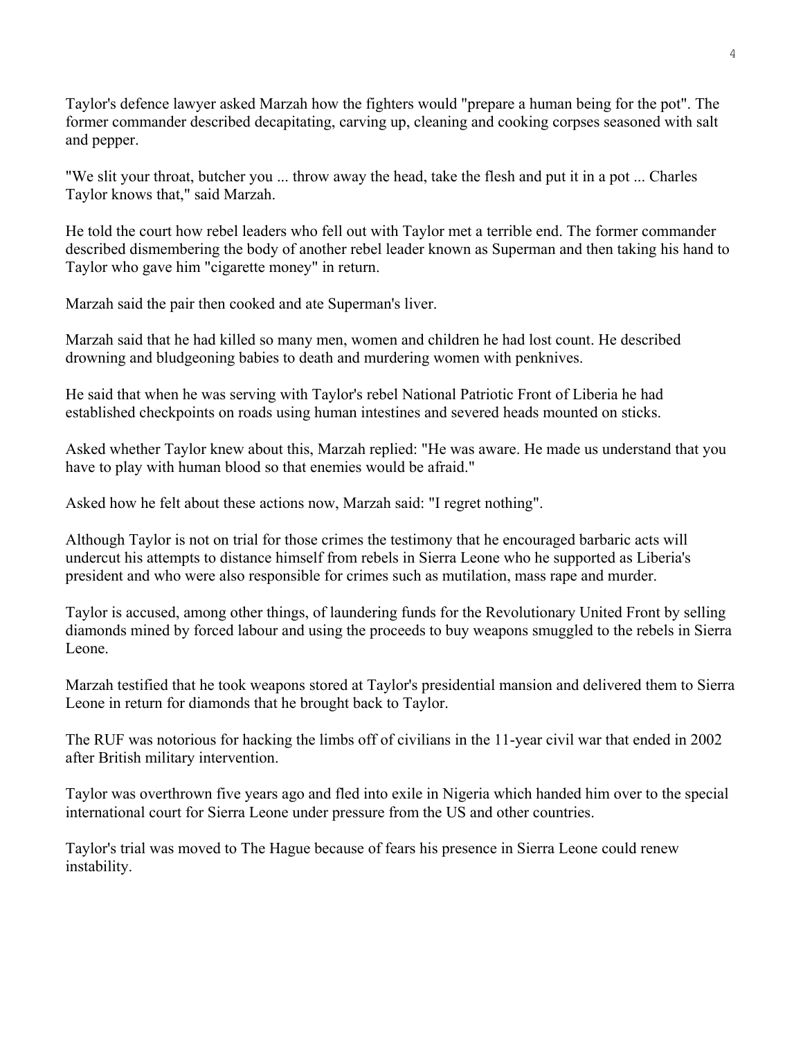Taylor's defence lawyer asked Marzah how the fighters would "prepare a human being for the pot". The former commander described decapitating, carving up, cleaning and cooking corpses seasoned with salt and pepper.

"We slit your throat, butcher you ... throw away the head, take the flesh and put it in a pot ... Charles Taylor knows that," said Marzah.

He told the court how rebel leaders who fell out with Taylor met a terrible end. The former commander described dismembering the body of another rebel leader known as Superman and then taking his hand to Taylor who gave him "cigarette money" in return.

Marzah said the pair then cooked and ate Superman's liver.

Marzah said that he had killed so many men, women and children he had lost count. He described drowning and bludgeoning babies to death and murdering women with penknives.

He said that when he was serving with Taylor's rebel National Patriotic Front of Liberia he had established checkpoints on roads using human intestines and severed heads mounted on sticks.

Asked whether Taylor knew about this, Marzah replied: "He was aware. He made us understand that you have to play with human blood so that enemies would be afraid."

Asked how he felt about these actions now, Marzah said: "I regret nothing".

Although Taylor is not on trial for those crimes the testimony that he encouraged barbaric acts will undercut his attempts to distance himself from rebels in Sierra Leone who he supported as Liberia's president and who were also responsible for crimes such as mutilation, mass rape and murder.

Taylor is accused, among other things, of laundering funds for the Revolutionary United Front by selling diamonds mined by forced labour and using the proceeds to buy weapons smuggled to the rebels in Sierra Leone.

Marzah testified that he took weapons stored at Taylor's presidential mansion and delivered them to Sierra Leone in return for diamonds that he brought back to Taylor.

The RUF was notorious for hacking the limbs off of civilians in the 11-year civil war that ended in 2002 after British military intervention.

Taylor was overthrown five years ago and fled into exile in Nigeria which handed him over to the special international court for Sierra Leone under pressure from the US and other countries.

Taylor's trial was moved to The Hague because of fears his presence in Sierra Leone could renew instability.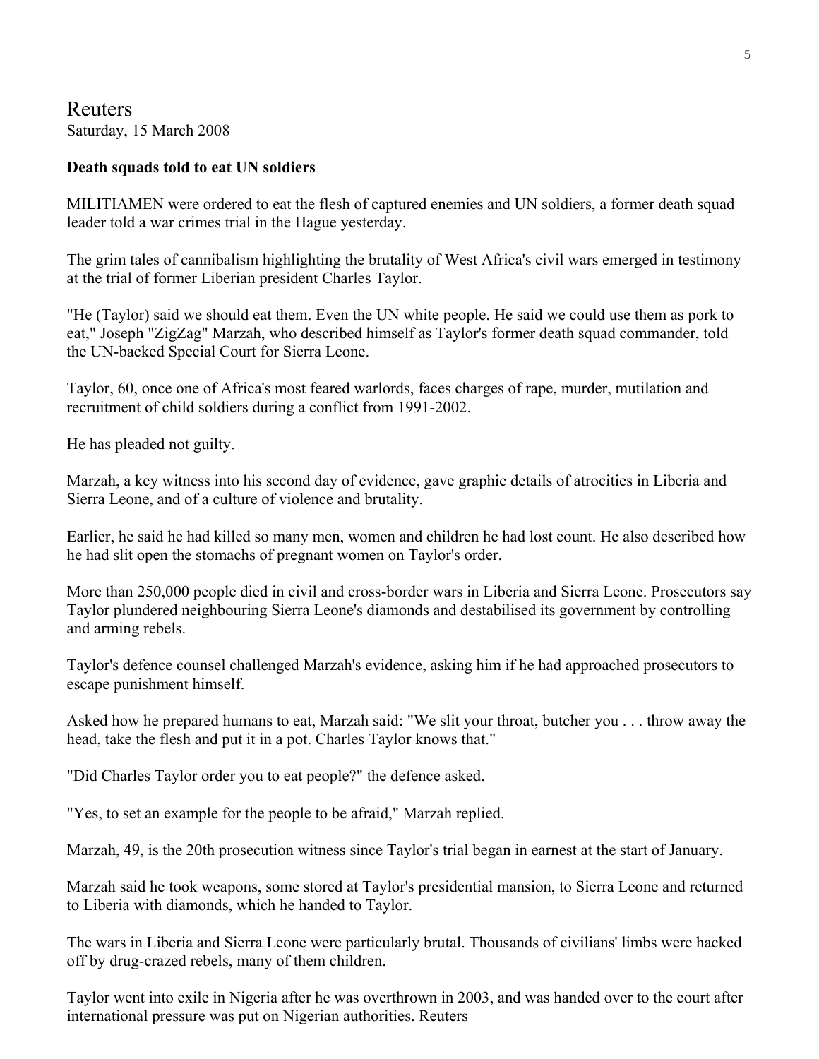Reuters

Saturday, 15 March 2008

**Death squads told to eat UN soldiers**

MILITIAMEN were ordered to eat the flesh of captured enemies and UN soldiers, a former death squad leader told a war crimes trial in the Hague yesterday.

The grim tales of cannibalism highlighting the brutality of West Africa's civil wars emerged in testimony at the trial of former Liberian president Charles Taylor.

"He (Taylor) said we should eat them. Even the UN white people. He said we could use them as pork to eat," Joseph "ZigZag" Marzah, who described himself as Taylor's former death squad commander, told the UN-backed Special Court for Sierra Leone.

Taylor, 60, once one of Africa's most feared warlords, faces charges of rape, murder, mutilation and recruitment of child soldiers during a conflict from 1991-2002.

He has pleaded not guilty.

Marzah, a key witness into his second day of evidence, gave graphic details of atrocities in Liberia and Sierra Leone, and of a culture of violence and brutality.

Earlier, he said he had killed so many men, women and children he had lost count. He also described how he had slit open the stomachs of pregnant women on Taylor's order.

More than 250,000 people died in civil and cross-border wars in Liberia and Sierra Leone. Prosecutors say Taylor plundered neighbouring Sierra Leone's diamonds and destabilised its government by controlling and arming rebels.

Taylor's defence counsel challenged Marzah's evidence, asking him if he had approached prosecutors to escape punishment himself.

Asked how he prepared humans to eat, Marzah said: "We slit your throat, butcher you . . . throw away the head, take the flesh and put it in a pot. Charles Taylor knows that."

"Did Charles Taylor order you to eat people?" the defence asked.

"Yes, to set an example for the people to be afraid," Marzah replied.

Marzah, 49, is the 20th prosecution witness since Taylor's trial began in earnest at the start of January.

Marzah said he took weapons, some stored at Taylor's presidential mansion, to Sierra Leone and returned to Liberia with diamonds, which he handed to Taylor.

The wars in Liberia and Sierra Leone were particularly brutal. Thousands of civilians' limbs were hacked off by drug-crazed rebels, many of them children.

Taylor went into exile in Nigeria after he was overthrown in 2003, and was handed over to the court after international pressure was put on Nigerian authorities. Reuters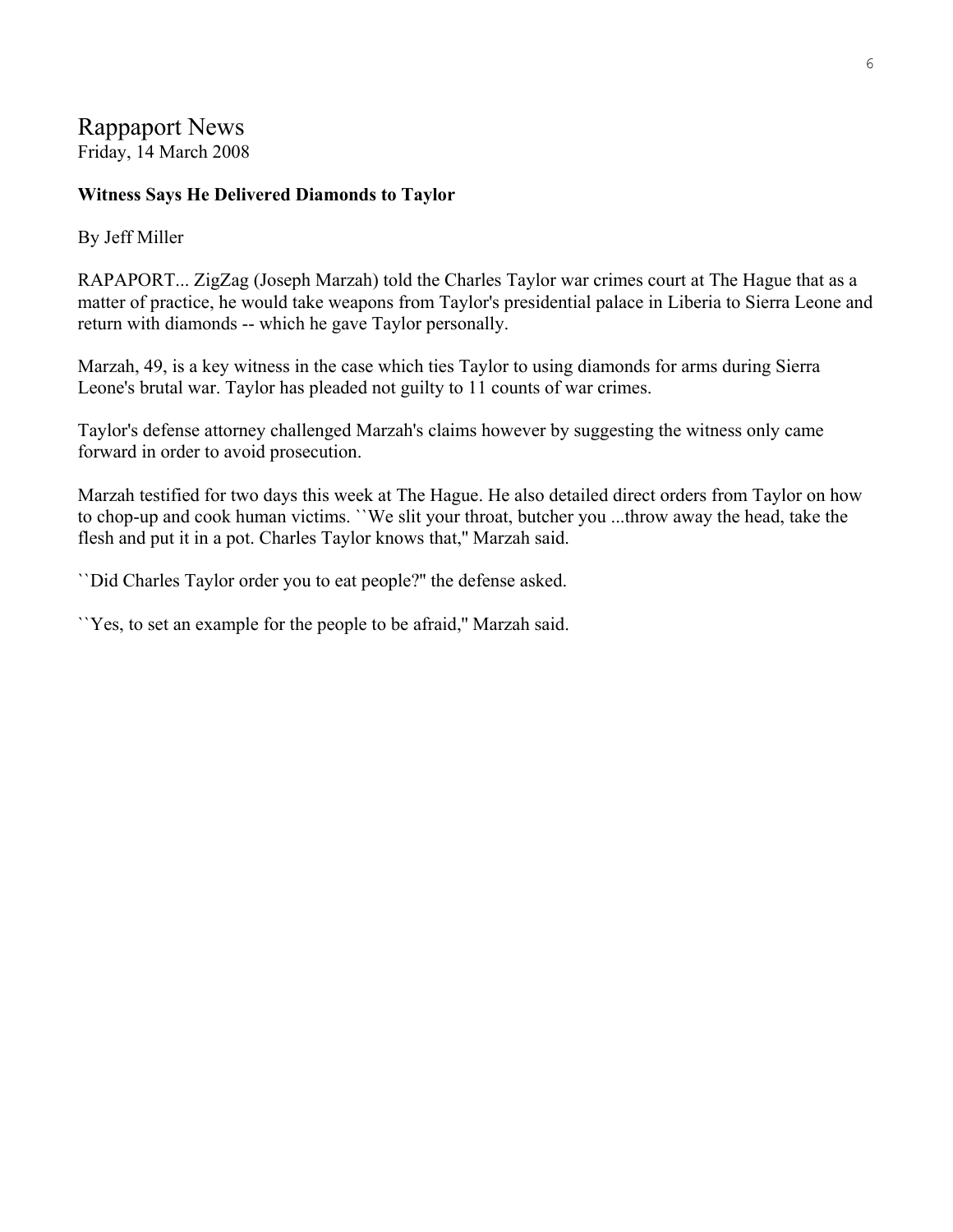# Rappaport News

Friday, 14 March 2008

**Witness Says He Delivered Diamonds to Taylor**

By Jeff Miller

RAPAPORT... ZigZag (Joseph Marzah) told the Charles Taylor war crimes court at The Hague that as a matter of practice, he would take weapons from Taylor's presidential palace in Liberia to Sierra Leone and return with diamonds -- which he gave Taylor personally.

Marzah, 49, is a key witness in the case which ties Taylor to using diamonds for arms during Sierra Leone's brutal war. Taylor has pleaded not guilty to 11 counts of war crimes.

Taylor's defense attorney challenged Marzah's claims however by suggesting the witness only came forward in order to avoid prosecution.

Marzah testified for two days this week at The Hague. He also detailed direct orders from Taylor on how to chop-up and cook human victims. ``We slit your throat, butcher you ...throw away the head, take the flesh and put it in a pot. Charles Taylor knows that,'' Marzah said.

``Did Charles Taylor order you to eat people?'' the defense asked.

``Yes, to set an example for the people to be afraid,'' Marzah said.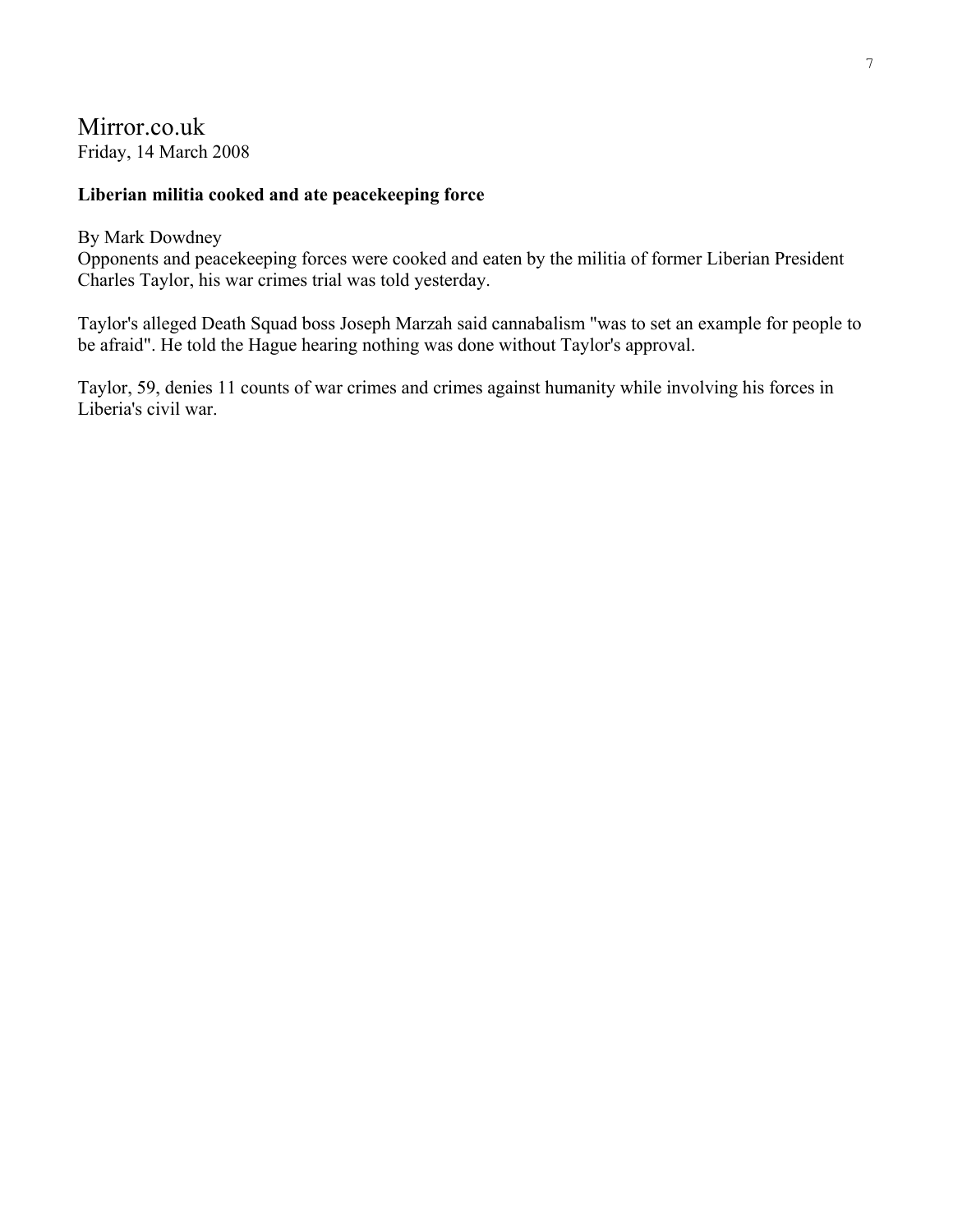Mirror.co.uk
Friday, 14 March 2008

**Liberian militia cooked and ate peacekeeping force**

By Mark Dowdney
Opponents and peacekeeping forces were cooked and eaten by the militia of former Liberian President Charles Taylor, his war crimes trial was told yesterday.

Taylor's alleged Death Squad boss Joseph Marzah said cannabalism "was to set an example for people to be afraid". He told the Hague hearing nothing was done without Taylor's approval.

Taylor, 59, denies 11 counts of war crimes and crimes against humanity while involving his forces in Liberia's civil war.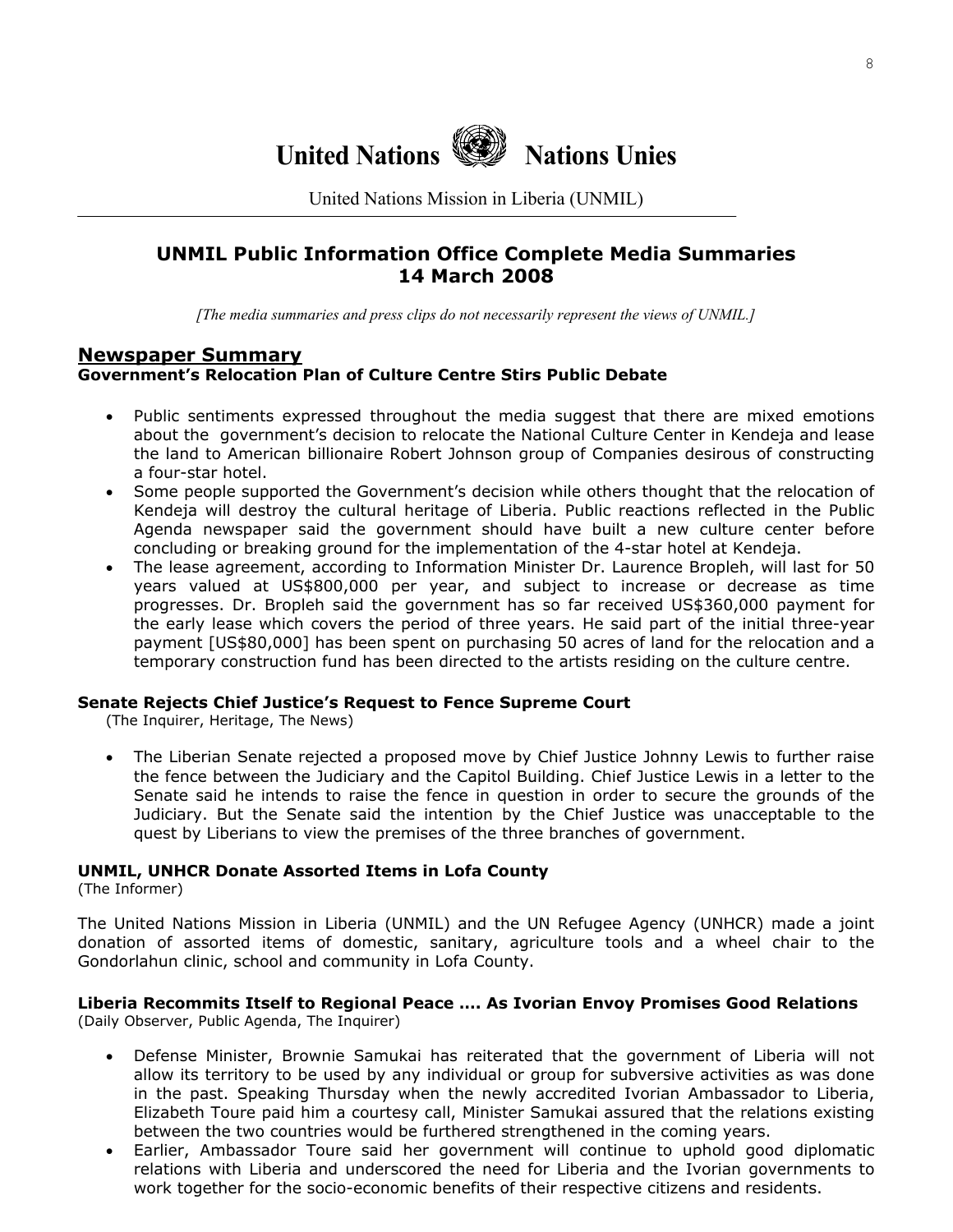**United Nations Nations Unies**

United Nations Mission in Liberia (UNMIL)

## UNMIL Public Information Office Complete Media Summaries 14 March 2008

*[The media summaries and press clips do not necessarily represent the views of UNMIL.]*

## Newspaper Summary

### Government's Relocation Plan of Culture Centre Stirs Public Debate

- Public sentiments expressed throughout the media suggest that there are mixed emotions about the government's decision to relocate the National Culture Center in Kendeja and lease the land to American billionaire Robert Johnson group of Companies desirous of constructing a four-star hotel.
- Some people supported the Government's decision while others thought that the relocation of Kendeja will destroy the cultural heritage of Liberia. Public reactions reflected in the Public Agenda newspaper said the government should have built a new culture center before concluding or breaking ground for the implementation of the 4-star hotel at Kendeja.
- The lease agreement, according to Information Minister Dr. Laurence Bropleh, will last for 50 years valued at US$800,000 per year, and subject to increase or decrease as time progresses. Dr. Bropleh said the government has so far received US$360,000 payment for the early lease which covers the period of three years. He said part of the initial three-year payment [US$80,000] has been spent on purchasing 50 acres of land for the relocation and a temporary construction fund has been directed to the artists residing on the culture centre.

### Senate Rejects Chief Justice's Request to Fence Supreme Court

(The Inquirer, Heritage, The News)

- The Liberian Senate rejected a proposed move by Chief Justice Johnny Lewis to further raise the fence between the Judiciary and the Capitol Building. Chief Justice Lewis in a letter to the Senate said he intends to raise the fence in question in order to secure the grounds of the Judiciary. But the Senate said the intention by the Chief Justice was unacceptable to the quest by Liberians to view the premises of the three branches of government.

### UNMIL, UNHCR Donate Assorted Items in Lofa County

(The Informer)

The United Nations Mission in Liberia (UNMIL) and the UN Refugee Agency (UNHCR) made a joint donation of assorted items of domestic, sanitary, agriculture tools and a wheel chair to the Gondorlahun clinic, school and community in Lofa County.

### Liberia Recommits Itself to Regional Peace …. As Ivorian Envoy Promises Good Relations

(Daily Observer, Public Agenda, The Inquirer)

- Defense Minister, Brownie Samukai has reiterated that the government of Liberia will not allow its territory to be used by any individual or group for subversive activities as was done in the past. Speaking Thursday when the newly accredited Ivorian Ambassador to Liberia, Elizabeth Toure paid him a courtesy call, Minister Samukai assured that the relations existing between the two countries would be furthered strengthened in the coming years.
- Earlier, Ambassador Toure said her government will continue to uphold good diplomatic relations with Liberia and underscored the need for Liberia and the Ivorian governments to work together for the socio-economic benefits of their respective citizens and residents.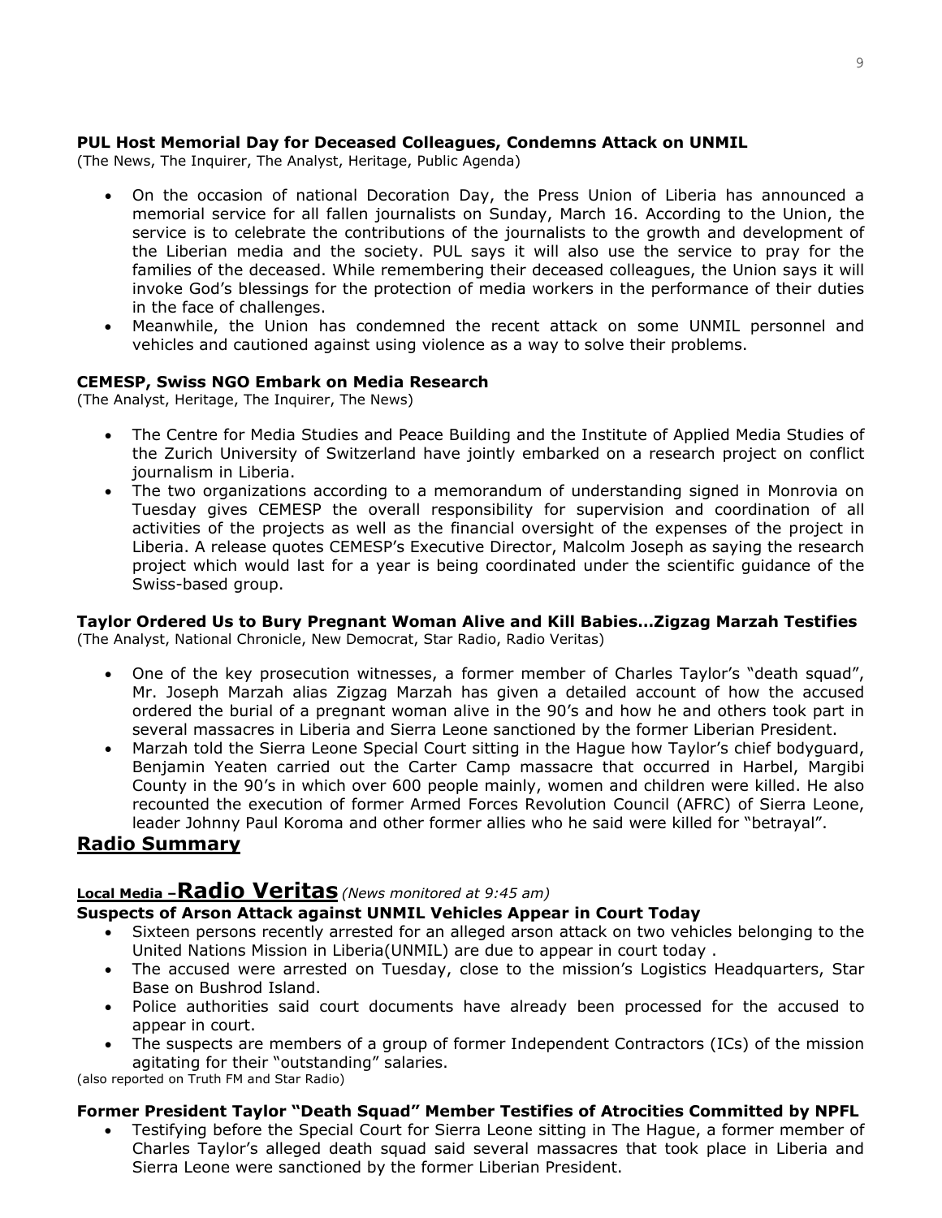**PUL Host Memorial Day for Deceased Colleagues, Condemns Attack on UNMIL**
(The News, The Inquirer, The Analyst, Heritage, Public Agenda)

- On the occasion of national Decoration Day, the Press Union of Liberia has announced a memorial service for all fallen journalists on Sunday, March 16. According to the Union, the service is to celebrate the contributions of the journalists to the growth and development of the Liberian media and the society. PUL says it will also use the service to pray for the families of the deceased. While remembering their deceased colleagues, the Union says it will invoke God's blessings for the protection of media workers in the performance of their duties in the face of challenges.
- Meanwhile, the Union has condemned the recent attack on some UNMIL personnel and vehicles and cautioned against using violence as a way to solve their problems.

**CEMESP, Swiss NGO Embark on Media Research**
(The Analyst, Heritage, The Inquirer, The News)

- The Centre for Media Studies and Peace Building and the Institute of Applied Media Studies of the Zurich University of Switzerland have jointly embarked on a research project on conflict journalism in Liberia.
- The two organizations according to a memorandum of understanding signed in Monrovia on Tuesday gives CEMESP the overall responsibility for supervision and coordination of all activities of the projects as well as the financial oversight of the expenses of the project in Liberia. A release quotes CEMESP's Executive Director, Malcolm Joseph as saying the research project which would last for a year is being coordinated under the scientific guidance of the Swiss-based group.

**Taylor Ordered Us to Bury Pregnant Woman Alive and Kill Babies…Zigzag Marzah Testifies**
(The Analyst, National Chronicle, New Democrat, Star Radio, Radio Veritas)

- One of the key prosecution witnesses, a former member of Charles Taylor's "death squad", Mr. Joseph Marzah alias Zigzag Marzah has given a detailed account of how the accused ordered the burial of a pregnant woman alive in the 90's and how he and others took part in several massacres in Liberia and Sierra Leone sanctioned by the former Liberian President.
- Marzah told the Sierra Leone Special Court sitting in the Hague how Taylor's chief bodyguard, Benjamin Yeaten carried out the Carter Camp massacre that occurred in Harbel, Margibi County in the 90's in which over 600 people mainly, women and children were killed. He also recounted the execution of former Armed Forces Revolution Council (AFRC) of Sierra Leone, leader Johnny Paul Koroma and other former allies who he said were killed for "betrayal".

## Radio Summary

### Local Media – Radio Veritas *(News monitored at 9:45 am)*

**Suspects of Arson Attack against UNMIL Vehicles Appear in Court Today**

- Sixteen persons recently arrested for an alleged arson attack on two vehicles belonging to the United Nations Mission in Liberia(UNMIL) are due to appear in court today .
- The accused were arrested on Tuesday, close to the mission's Logistics Headquarters, Star Base on Bushrod Island.
- Police authorities said court documents have already been processed for the accused to appear in court.
- The suspects are members of a group of former Independent Contractors (ICs) of the mission agitating for their "outstanding" salaries.

(also reported on Truth FM and Star Radio)

**Former President Taylor "Death Squad" Member Testifies of Atrocities Committed by NPFL**

- Testifying before the Special Court for Sierra Leone sitting in The Hague, a former member of Charles Taylor's alleged death squad said several massacres that took place in Liberia and Sierra Leone were sanctioned by the former Liberian President.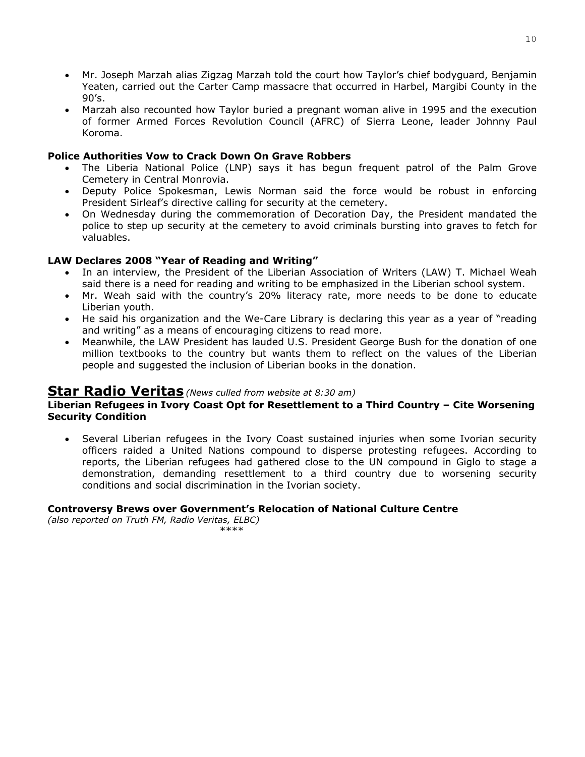- Mr. Joseph Marzah alias Zigzag Marzah told the court how Taylor's chief bodyguard, Benjamin Yeaten, carried out the Carter Camp massacre that occurred in Harbel, Margibi County in the 90's.
- Marzah also recounted how Taylor buried a pregnant woman alive in 1995 and the execution of former Armed Forces Revolution Council (AFRC) of Sierra Leone, leader Johnny Paul Koroma.

**Police Authorities Vow to Crack Down On Grave Robbers**

- The Liberia National Police (LNP) says it has begun frequent patrol of the Palm Grove Cemetery in Central Monrovia.
- Deputy Police Spokesman, Lewis Norman said the force would be robust in enforcing President Sirleaf's directive calling for security at the cemetery.
- On Wednesday during the commemoration of Decoration Day, the President mandated the police to step up security at the cemetery to avoid criminals bursting into graves to fetch for valuables.

**LAW Declares 2008 "Year of Reading and Writing"**

- In an interview, the President of the Liberian Association of Writers (LAW) T. Michael Weah said there is a need for reading and writing to be emphasized in the Liberian school system.
- Mr. Weah said with the country's 20% literacy rate, more needs to be done to educate Liberian youth.
- He said his organization and the We-Care Library is declaring this year as a year of "reading and writing" as a means of encouraging citizens to read more.
- Meanwhile, the LAW President has lauded U.S. President George Bush for the donation of one million textbooks to the country but wants them to reflect on the values of the Liberian people and suggested the inclusion of Liberian books in the donation.

## Star Radio Veritas *(News culled from website at 8:30 am)*

**Liberian Refugees in Ivory Coast Opt for Resettlement to a Third Country – Cite Worsening Security Condition**

- Several Liberian refugees in the Ivory Coast sustained injuries when some Ivorian security officers raided a United Nations compound to disperse protesting refugees. According to reports, the Liberian refugees had gathered close to the UN compound in Giglo to stage a demonstration, demanding resettlement to a third country due to worsening security conditions and social discrimination in the Ivorian society.

**Controversy Brews over Government's Relocation of National Culture Centre**
*(also reported on Truth FM, Radio Veritas, ELBC)*

****